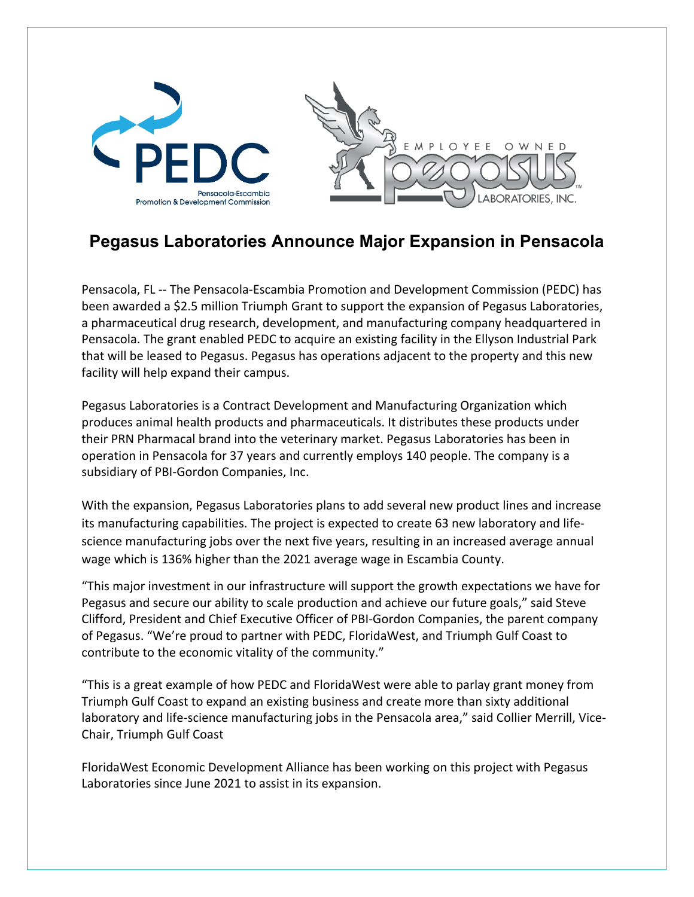# Pegasus Laboratories Announce Major Expansion in Pensacola

Pensacola, FL -- The Pensacola-Escambia Promotion and Development Commission (PEDC) has been awarded a $2.5 million Triumph Grant to support the expansion of Pegasus Laboratories, a pharmaceutical drug research, development, and manufacturing company headquartered in Pensacola. The grant enabled PEDC to acquire an existing facility in the Ellyson Industrial Park that will be leased to Pegasus. Pegasus has operations adjacent to the property and this new facility will help expand their campus.

Pegasus Laboratories is a Contract Development and Manufacturing Organization which produces animal health products and pharmaceuticals. It distributes these products under their PRN Pharmacal brand into the veterinary market. Pegasus Laboratories has been in operation in Pensacola for 37 years and currently employs 140 people. The company is a subsidiary of PBI-Gordon Companies, Inc.

With the expansion, Pegasus Laboratories plans to add several new product lines and increase its manufacturing capabilities. The project is expected to create 63 new laboratory and life-science manufacturing jobs over the next five years, resulting in an increased average annual wage which is 136% higher than the 2021 average wage in Escambia County.

"This major investment in our infrastructure will support the growth expectations we have for Pegasus and secure our ability to scale production and achieve our future goals," said Steve Clifford, President and Chief Executive Officer of PBI-Gordon Companies, the parent company of Pegasus. "We're proud to partner with PEDC, FloridaWest, and Triumph Gulf Coast to contribute to the economic vitality of the community."

"This is a great example of how PEDC and FloridaWest were able to parlay grant money from Triumph Gulf Coast to expand an existing business and create more than sixty additional laboratory and life-science manufacturing jobs in the Pensacola area," said Collier Merrill, Vice-Chair, Triumph Gulf Coast

FloridaWest Economic Development Alliance has been working on this project with Pegasus Laboratories since June 2021 to assist in its expansion.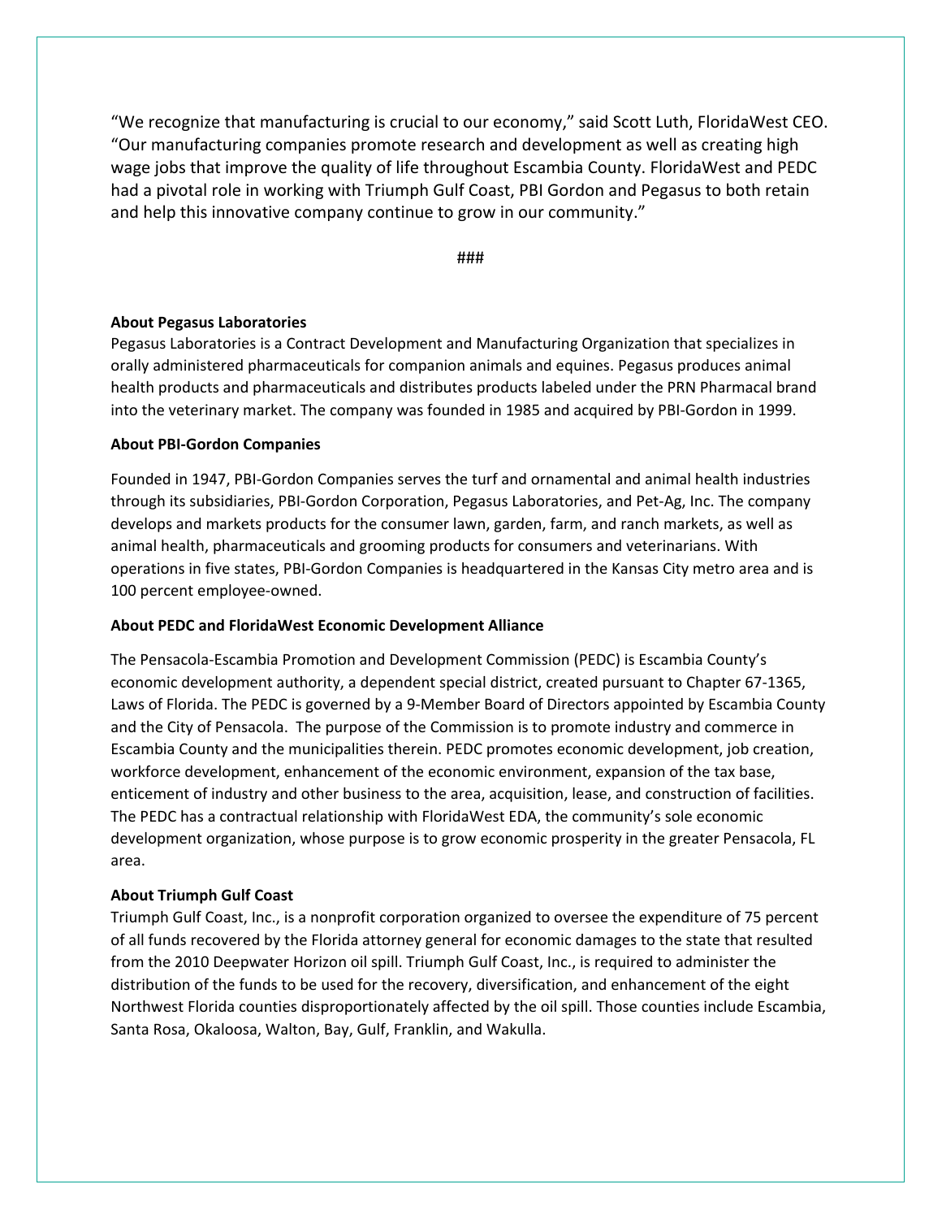"We recognize that manufacturing is crucial to our economy," said Scott Luth, FloridaWest CEO. "Our manufacturing companies promote research and development as well as creating high wage jobs that improve the quality of life throughout Escambia County. FloridaWest and PEDC had a pivotal role in working with Triumph Gulf Coast, PBI Gordon and Pegasus to both retain and help this innovative company continue to grow in our community."

###

**About Pegasus Laboratories**

Pegasus Laboratories is a Contract Development and Manufacturing Organization that specializes in orally administered pharmaceuticals for companion animals and equines. Pegasus produces animal health products and pharmaceuticals and distributes products labeled under the PRN Pharmacal brand into the veterinary market. The company was founded in 1985 and acquired by PBI-Gordon in 1999.

**About PBI-Gordon Companies**

Founded in 1947, PBI-Gordon Companies serves the turf and ornamental and animal health industries through its subsidiaries, PBI-Gordon Corporation, Pegasus Laboratories, and Pet-Ag, Inc. The company develops and markets products for the consumer lawn, garden, farm, and ranch markets, as well as animal health, pharmaceuticals and grooming products for consumers and veterinarians. With operations in five states, PBI-Gordon Companies is headquartered in the Kansas City metro area and is 100 percent employee-owned.

**About PEDC and FloridaWest Economic Development Alliance**

The Pensacola-Escambia Promotion and Development Commission (PEDC) is Escambia County's economic development authority, a dependent special district, created pursuant to Chapter 67-1365, Laws of Florida. The PEDC is governed by a 9-Member Board of Directors appointed by Escambia County and the City of Pensacola. The purpose of the Commission is to promote industry and commerce in Escambia County and the municipalities therein. PEDC promotes economic development, job creation, workforce development, enhancement of the economic environment, expansion of the tax base, enticement of industry and other business to the area, acquisition, lease, and construction of facilities. The PEDC has a contractual relationship with FloridaWest EDA, the community's sole economic development organization, whose purpose is to grow economic prosperity in the greater Pensacola, FL area.

**About Triumph Gulf Coast**

Triumph Gulf Coast, Inc., is a nonprofit corporation organized to oversee the expenditure of 75 percent of all funds recovered by the Florida attorney general for economic damages to the state that resulted from the 2010 Deepwater Horizon oil spill. Triumph Gulf Coast, Inc., is required to administer the distribution of the funds to be used for the recovery, diversification, and enhancement of the eight Northwest Florida counties disproportionately affected by the oil spill. Those counties include Escambia, Santa Rosa, Okaloosa, Walton, Bay, Gulf, Franklin, and Wakulla.